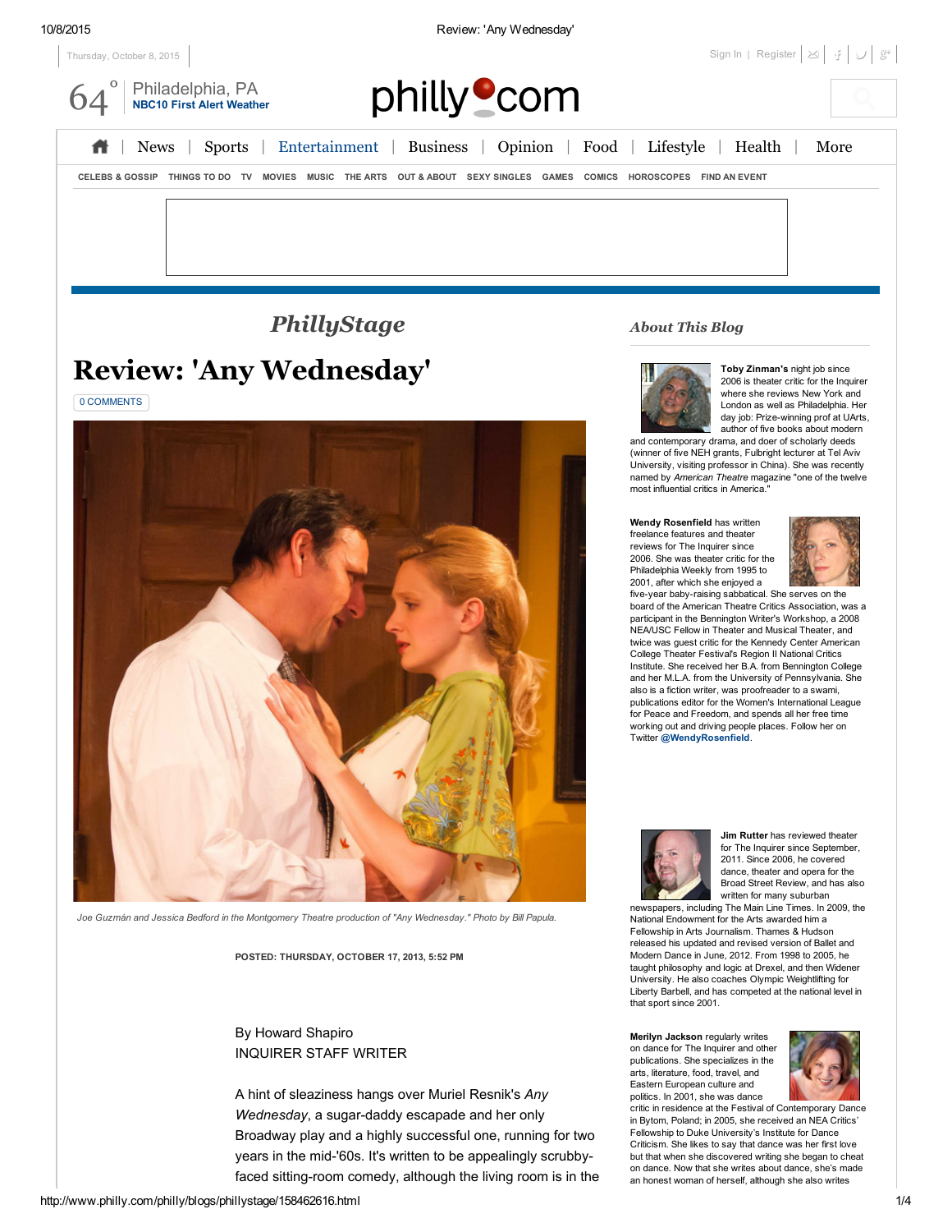# PhillyStage

# Review: 'Any Wednesday'

0 COMMENTS

Joe Guzmán and Jessica Bedford in the Montgomery Theatre production of "Any Wednesday." Photo by Bill Papula.

POSTED: THURSDAY, OCTOBER 17, 2013, 5:52 PM

By Howard Shapiro
INQUIRER STAFF WRITER

A hint of sleaziness hangs over Muriel Resnik's *Any Wednesday*, a sugar-daddy escapade and her only Broadway play and a highly successful one, running for two years in the mid-'60s. It's written to be appealingly scrubby-faced sitting-room comedy, although the living room is in the

## About This Blog

**Toby Zinman's** night job since 2006 is theater critic for the Inquirer where she reviews New York and London as well as Philadelphia. Her day job: Prize-winning prof at UArts, author of five books about modern and contemporary drama, and doer of scholarly deeds (winner of five NEH grants, Fulbright lecturer at Tel Aviv University, visiting professor in China). She was recently named by *American Theatre* magazine "one of the twelve most influential critics in America."

**Wendy Rosenfield** has written freelance features and theater reviews for The Inquirer since 2006. She was theater critic for the Philadelphia Weekly from 1995 to 2001, after which she enjoyed a five-year baby-raising sabbatical. She serves on the board of the American Theatre Critics Association, was a participant in the Bennington Writer's Workshop, a 2008 NEA/USC Fellow in Theater and Musical Theater, and twice was guest critic for the Kennedy Center American College Theater Festival's Region II National Critics Institute. She received her B.A. from Bennington College and her M.L.A. from the University of Pennsylvania. She also is a fiction writer, was proofreader to a swami, publications editor for the Women's International League for Peace and Freedom, and spends all her free time working out and driving people places. Follow her on Twitter @WendyRosenfield.

**Jim Rutter** has reviewed theater for The Inquirer since September, 2011. Since 2006, he covered dance, theater and opera for the Broad Street Review, and has also written for many suburban newspapers, including The Main Line Times. In 2009, the National Endowment for the Arts awarded him a Fellowship in Arts Journalism. Thames & Hudson released his updated and revised version of Ballet and Modern Dance in June, 2012. From 1998 to 2005, he taught philosophy and logic at Drexel, and then Widener University. He also coaches Olympic Weightlifting for Liberty Barbell, and has competed at the national level in that sport since 2001.

**Merilyn Jackson** regularly writes on dance for The Inquirer and other publications. She specializes in the arts, literature, food, travel, and Eastern European culture and politics. In 2001, she was dance critic in residence at the Festival of Contemporary Dance in Bytom, Poland; in 2005, she received an NEA Critics' Fellowship to Duke University's Institute for Dance Criticism. She likes to say that dance was her first love but that when she discovered writing she began to cheat on dance. Now that she writes about dance, she's made an honest woman of herself, although she also writes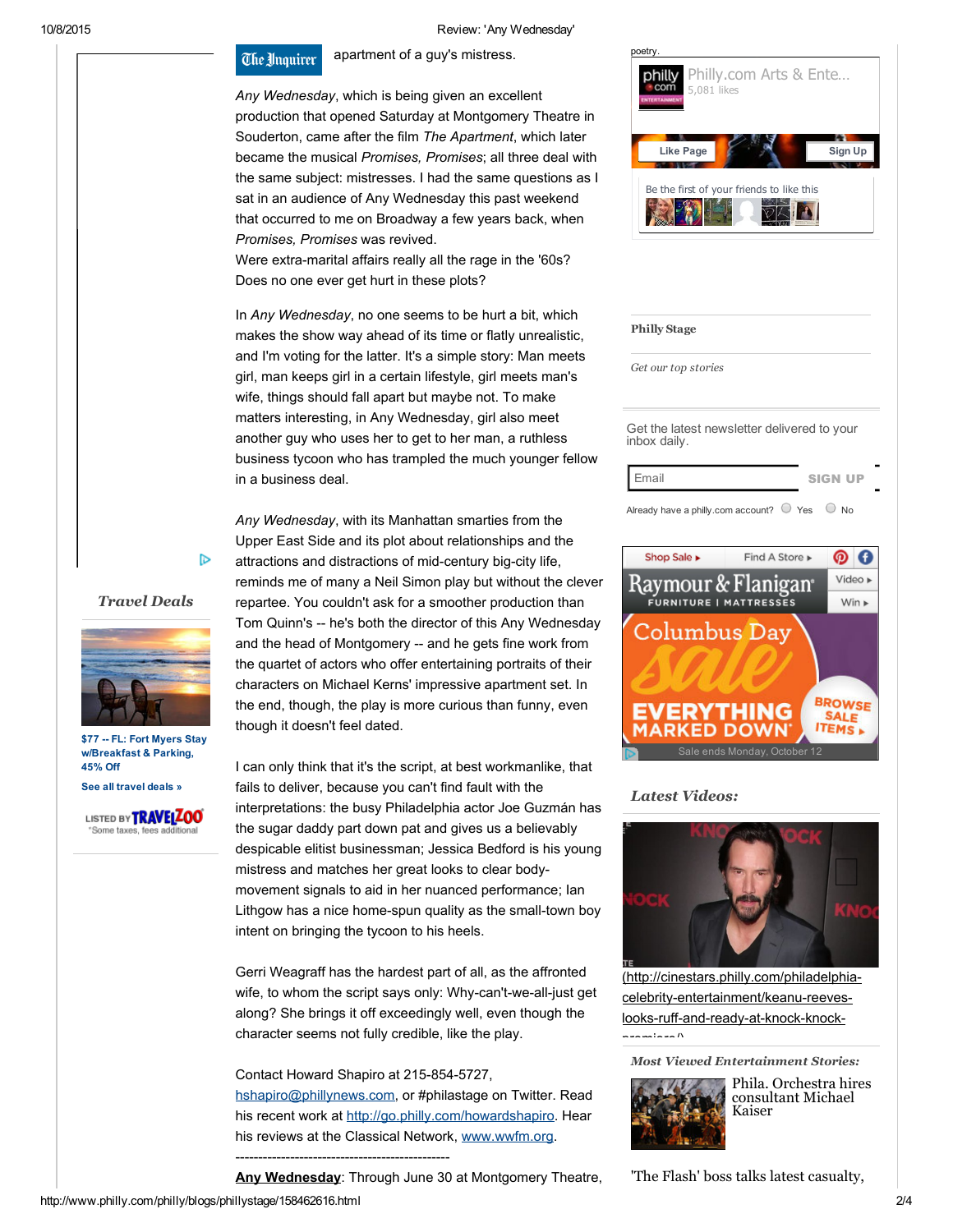apartment of a guy's mistress.

*Any Wednesday*, which is being given an excellent production that opened Saturday at Montgomery Theatre in Souderton, came after the film *The Apartment*, which later became the musical *Promises, Promises*; all three deal with the same subject: mistresses. I had the same questions as I sat in an audience of Any Wednesday this past weekend that occurred to me on Broadway a few years back, when *Promises, Promises* was revived.
Were extra-marital affairs really all the rage in the '60s? Does no one ever get hurt in these plots?

In *Any Wednesday*, no one seems to be hurt a bit, which makes the show way ahead of its time or flatly unrealistic, and I'm voting for the latter. It's a simple story: Man meets girl, man keeps girl in a certain lifestyle, girl meets man's wife, things should fall apart but maybe not. To make matters interesting, in Any Wednesday, girl also meet another guy who uses her to get to her man, a ruthless business tycoon who has trampled the much younger fellow in a business deal.

*Any Wednesday*, with its Manhattan smarties from the Upper East Side and its plot about relationships and the attractions and distractions of mid-century big-city life, reminds me of many a Neil Simon play but without the clever repartee. You couldn't ask for a smoother production than Tom Quinn's -- he's both the director of this Any Wednesday and the head of Montgomery -- and he gets fine work from the quartet of actors who offer entertaining portraits of their characters on Michael Kerns' impressive apartment set. In the end, though, the play is more curious than funny, even though it doesn't feel dated.

I can only think that it's the script, at best workmanlike, that fails to deliver, because you can't find fault with the interpretations: the busy Philadelphia actor Joe Guzmán has the sugar daddy part down pat and gives us a believably despicable elitist businessman; Jessica Bedford is his young mistress and matches her great looks to clear body-movement signals to aid in her nuanced performance; Ian Lithgow has a nice home-spun quality as the small-town boy intent on bringing the tycoon to his heels.

Gerri Weagraff has the hardest part of all, as the affronted wife, to whom the script says only: Why-can't-we-all-just get along? She brings it off exceedingly well, even though the character seems not fully credible, like the play.

Contact Howard Shapiro at 215-854-5727, hshapiro@phillynews.com, or #philastage on Twitter. Read his recent work at http://go.philly.com/howardshapiro. Hear his reviews at the Classical Network, www.wwfm.org.

------------------------------------------------

**Any Wednesday**: Through June 30 at Montgomery Theatre,